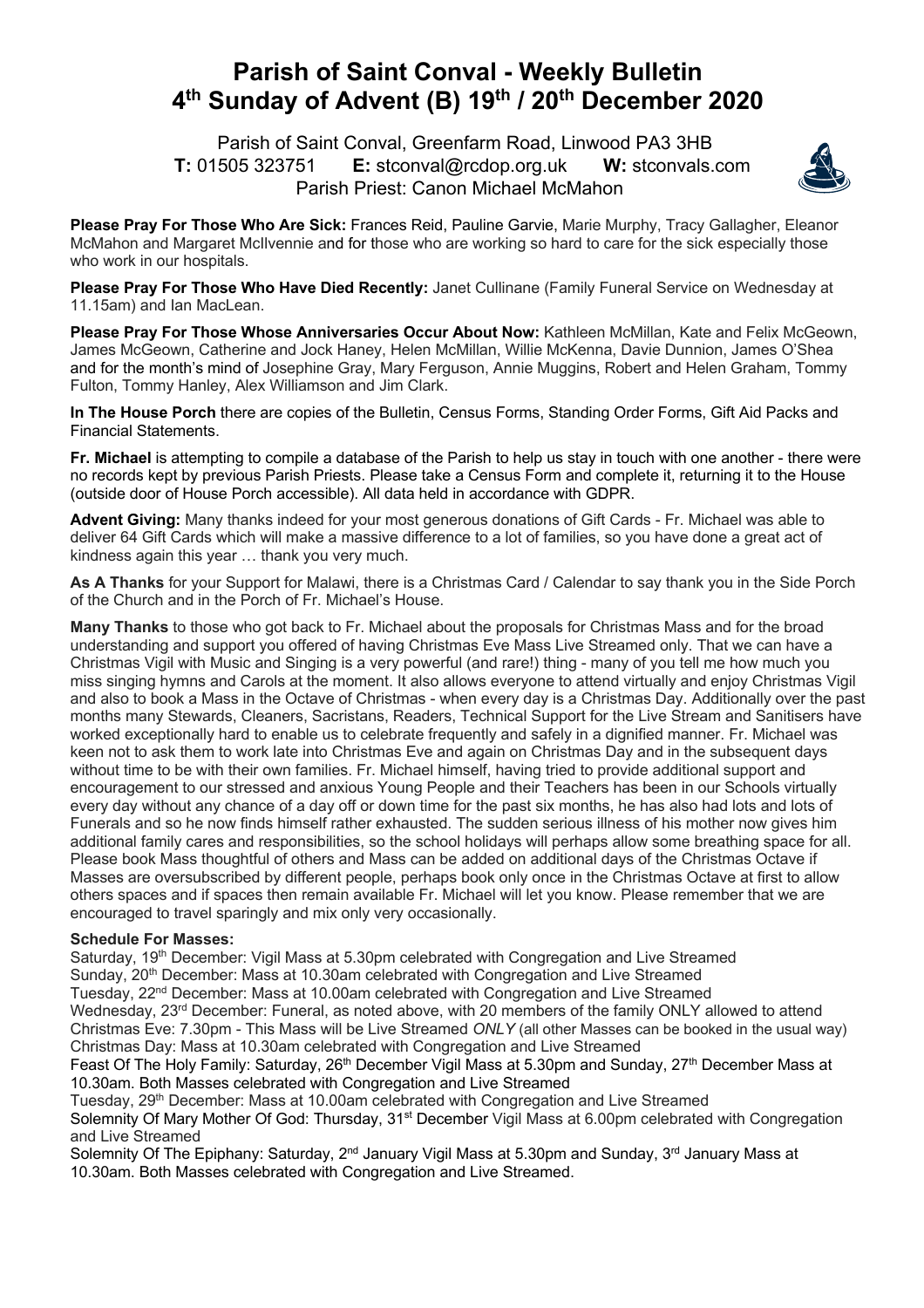# Parish of Saint Conval - Weekly Bulletin
# 4th Sunday of Advent (B) 19th / 20th December 2020

Parish of Saint Conval, Greenfarm Road, Linwood PA3 3HB
**T:** 01505 323751 **E:** stconval@rcdop.org.uk **W:** stconvals.com
Parish Priest: Canon Michael McMahon

**Please Pray For Those Who Are Sick:** Frances Reid, Pauline Garvie, Marie Murphy, Tracy Gallagher, Eleanor McMahon and Margaret McIlvennie and for those who are working so hard to care for the sick especially those who work in our hospitals.

**Please Pray For Those Who Have Died Recently:** Janet Cullinane (Family Funeral Service on Wednesday at 11.15am) and Ian MacLean.

**Please Pray For Those Whose Anniversaries Occur About Now:** Kathleen McMillan, Kate and Felix McGeown, James McGeown, Catherine and Jock Haney, Helen McMillan, Willie McKenna, Davie Dunnion, James O'Shea and for the month's mind of Josephine Gray, Mary Ferguson, Annie Muggins, Robert and Helen Graham, Tommy Fulton, Tommy Hanley, Alex Williamson and Jim Clark.

**In The House Porch** there are copies of the Bulletin, Census Forms, Standing Order Forms, Gift Aid Packs and Financial Statements.

**Fr. Michael** is attempting to compile a database of the Parish to help us stay in touch with one another - there were no records kept by previous Parish Priests. Please take a Census Form and complete it, returning it to the House (outside door of House Porch accessible). All data held in accordance with GDPR.

**Advent Giving:** Many thanks indeed for your most generous donations of Gift Cards - Fr. Michael was able to deliver 64 Gift Cards which will make a massive difference to a lot of families, so you have done a great act of kindness again this year … thank you very much.

**As A Thanks** for your Support for Malawi, there is a Christmas Card / Calendar to say thank you in the Side Porch of the Church and in the Porch of Fr. Michael's House.

**Many Thanks** to those who got back to Fr. Michael about the proposals for Christmas Mass and for the broad understanding and support you offered of having Christmas Eve Mass Live Streamed only. That we can have a Christmas Vigil with Music and Singing is a very powerful (and rare!) thing - many of you tell me how much you miss singing hymns and Carols at the moment. It also allows everyone to attend virtually and enjoy Christmas Vigil and also to book a Mass in the Octave of Christmas - when every day is a Christmas Day. Additionally over the past months many Stewards, Cleaners, Sacristans, Readers, Technical Support for the Live Stream and Sanitisers have worked exceptionally hard to enable us to celebrate frequently and safely in a dignified manner. Fr. Michael was keen not to ask them to work late into Christmas Eve and again on Christmas Day and in the subsequent days without time to be with their own families. Fr. Michael himself, having tried to provide additional support and encouragement to our stressed and anxious Young People and their Teachers has been in our Schools virtually every day without any chance of a day off or down time for the past six months, he has also had lots and lots of Funerals and so he now finds himself rather exhausted. The sudden serious illness of his mother now gives him additional family cares and responsibilities, so the school holidays will perhaps allow some breathing space for all. Please book Mass thoughtful of others and Mass can be added on additional days of the Christmas Octave if Masses are oversubscribed by different people, perhaps book only once in the Christmas Octave at first to allow others spaces and if spaces then remain available Fr. Michael will let you know. Please remember that we are encouraged to travel sparingly and mix only very occasionally.

**Schedule For Masses:**

Saturday, 19th December: Vigil Mass at 5.30pm celebrated with Congregation and Live Streamed
Sunday, 20th December: Mass at 10.30am celebrated with Congregation and Live Streamed
Tuesday, 22nd December: Mass at 10.00am celebrated with Congregation and Live Streamed
Wednesday, 23rd December: Funeral, as noted above, with 20 members of the family ONLY allowed to attend
Christmas Eve: 7.30pm - This Mass will be Live Streamed *ONLY* (all other Masses can be booked in the usual way)
Christmas Day: Mass at 10.30am celebrated with Congregation and Live Streamed
Feast Of The Holy Family: Saturday, 26th December Vigil Mass at 5.30pm and Sunday, 27th December Mass at 10.30am. Both Masses celebrated with Congregation and Live Streamed
Tuesday, 29th December: Mass at 10.00am celebrated with Congregation and Live Streamed
Solemnity Of Mary Mother Of God: Thursday, 31st December Vigil Mass at 6.00pm celebrated with Congregation and Live Streamed
Solemnity Of The Epiphany: Saturday, 2nd January Vigil Mass at 5.30pm and Sunday, 3rd January Mass at 10.30am. Both Masses celebrated with Congregation and Live Streamed.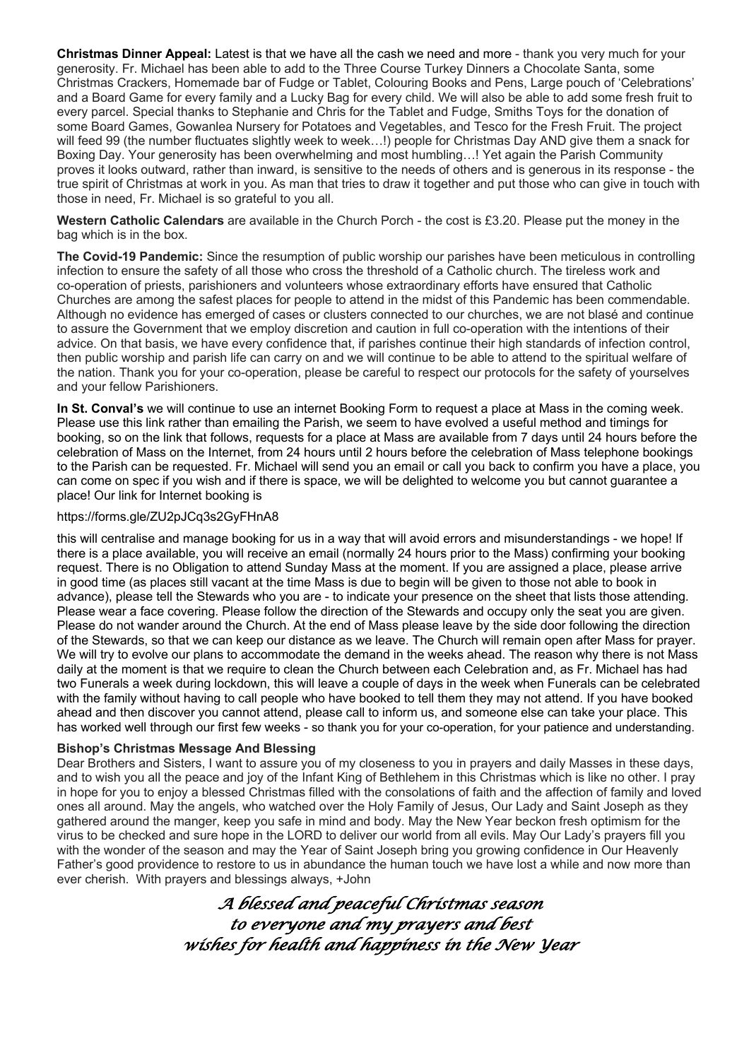**Christmas Dinner Appeal:** Latest is that we have all the cash we need and more - thank you very much for your generosity. Fr. Michael has been able to add to the Three Course Turkey Dinners a Chocolate Santa, some Christmas Crackers, Homemade bar of Fudge or Tablet, Colouring Books and Pens, Large pouch of 'Celebrations' and a Board Game for every family and a Lucky Bag for every child. We will also be able to add some fresh fruit to every parcel. Special thanks to Stephanie and Chris for the Tablet and Fudge, Smiths Toys for the donation of some Board Games, Gowanlea Nursery for Potatoes and Vegetables, and Tesco for the Fresh Fruit. The project will feed 99 (the number fluctuates slightly week to week…!) people for Christmas Day AND give them a snack for Boxing Day. Your generosity has been overwhelming and most humbling…! Yet again the Parish Community proves it looks outward, rather than inward, is sensitive to the needs of others and is generous in its response - the true spirit of Christmas at work in you. As man that tries to draw it together and put those who can give in touch with those in need, Fr. Michael is so grateful to you all.

**Western Catholic Calendars** are available in the Church Porch - the cost is £3.20. Please put the money in the bag which is in the box.

**The Covid-19 Pandemic:** Since the resumption of public worship our parishes have been meticulous in controlling infection to ensure the safety of all those who cross the threshold of a Catholic church. The tireless work and co-operation of priests, parishioners and volunteers whose extraordinary efforts have ensured that Catholic Churches are among the safest places for people to attend in the midst of this Pandemic has been commendable. Although no evidence has emerged of cases or clusters connected to our churches, we are not blasé and continue to assure the Government that we employ discretion and caution in full co-operation with the intentions of their advice. On that basis, we have every confidence that, if parishes continue their high standards of infection control, then public worship and parish life can carry on and we will continue to be able to attend to the spiritual welfare of the nation. Thank you for your co-operation, please be careful to respect our protocols for the safety of yourselves and your fellow Parishioners.

**In St. Conval's** we will continue to use an internet Booking Form to request a place at Mass in the coming week. Please use this link rather than emailing the Parish, we seem to have evolved a useful method and timings for booking, so on the link that follows, requests for a place at Mass are available from 7 days until 24 hours before the celebration of Mass on the Internet, from 24 hours until 2 hours before the celebration of Mass telephone bookings to the Parish can be requested. Fr. Michael will send you an email or call you back to confirm you have a place, you can come on spec if you wish and if there is space, we will be delighted to welcome you but cannot guarantee a place! Our link for Internet booking is

https://forms.gle/ZU2pJCq3s2GyFHnA8

this will centralise and manage booking for us in a way that will avoid errors and misunderstandings - we hope! If there is a place available, you will receive an email (normally 24 hours prior to the Mass) confirming your booking request. There is no Obligation to attend Sunday Mass at the moment. If you are assigned a place, please arrive in good time (as places still vacant at the time Mass is due to begin will be given to those not able to book in advance), please tell the Stewards who you are - to indicate your presence on the sheet that lists those attending. Please wear a face covering. Please follow the direction of the Stewards and occupy only the seat you are given. Please do not wander around the Church. At the end of Mass please leave by the side door following the direction of the Stewards, so that we can keep our distance as we leave. The Church will remain open after Mass for prayer. We will try to evolve our plans to accommodate the demand in the weeks ahead. The reason why there is not Mass daily at the moment is that we require to clean the Church between each Celebration and, as Fr. Michael has had two Funerals a week during lockdown, this will leave a couple of days in the week when Funerals can be celebrated with the family without having to call people who have booked to tell them they may not attend. If you have booked ahead and then discover you cannot attend, please call to inform us, and someone else can take your place. This has worked well through our first few weeks - so thank you for your co-operation, for your patience and understanding.

**Bishop's Christmas Message And Blessing**

Dear Brothers and Sisters, I want to assure you of my closeness to you in prayers and daily Masses in these days, and to wish you all the peace and joy of the Infant King of Bethlehem in this Christmas which is like no other. I pray in hope for you to enjoy a blessed Christmas filled with the consolations of faith and the affection of family and loved ones all around. May the angels, who watched over the Holy Family of Jesus, Our Lady and Saint Joseph as they gathered around the manger, keep you safe in mind and body. May the New Year beckon fresh optimism for the virus to be checked and sure hope in the LORD to deliver our world from all evils. May Our Lady's prayers fill you with the wonder of the season and may the Year of Saint Joseph bring you growing confidence in Our Heavenly Father's good providence to restore to us in abundance the human touch we have lost a while and now more than ever cherish. With prayers and blessings always, +John

*A blessed and peaceful Christmas season to everyone and my prayers and best wishes for health and happiness in the New Year*